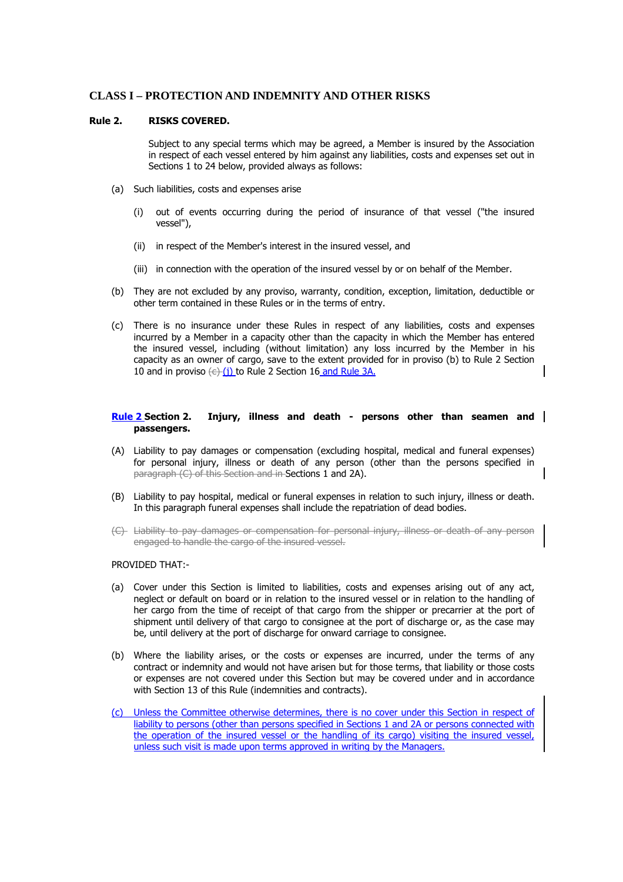# CLASS I – PROTECTION AND INDEMNITY AND OTHER RISKS

**Rule 2. RISKS COVERED.**

Subject to any special terms which may be agreed, a Member is insured by the Association in respect of each vessel entered by him against any liabilities, costs and expenses set out in Sections 1 to 24 below, provided always as follows:

(a) Such liabilities, costs and expenses arise

(i) out of events occurring during the period of insurance of that vessel ("the insured vessel"),

(ii) in respect of the Member's interest in the insured vessel, and

(iii) in connection with the operation of the insured vessel by or on behalf of the Member.

(b) They are not excluded by any proviso, warranty, condition, exception, limitation, deductible or other term contained in these Rules or in the terms of entry.

(c) There is no insurance under these Rules in respect of any liabilities, costs and expenses incurred by a Member in a capacity other than the capacity in which the Member has entered the insured vessel, including (without limitation) any loss incurred by the Member in his capacity as an owner of cargo, save to the extent provided for in proviso (b) to Rule 2 Section 10 and in proviso ~~(c)~~ (j) to Rule 2 Section 16 and Rule 3A.

**Rule 2 Section 2. Injury, illness and death - persons other than seamen and passengers.**

(A) Liability to pay damages or compensation (excluding hospital, medical and funeral expenses) for personal injury, illness or death of any person (other than the persons specified in ~~paragraph (C) of this Section and in~~ Sections 1 and 2A).

(B) Liability to pay hospital, medical or funeral expenses in relation to such injury, illness or death. In this paragraph funeral expenses shall include the repatriation of dead bodies.

~~(C) Liability to pay damages or compensation for personal injury, illness or death of any person engaged to handle the cargo of the insured vessel.~~

PROVIDED THAT:-

(a) Cover under this Section is limited to liabilities, costs and expenses arising out of any act, neglect or default on board or in relation to the insured vessel or in relation to the handling of her cargo from the time of receipt of that cargo from the shipper or precarrier at the port of shipment until delivery of that cargo to consignee at the port of discharge or, as the case may be, until delivery at the port of discharge for onward carriage to consignee.

(b) Where the liability arises, or the costs or expenses are incurred, under the terms of any contract or indemnity and would not have arisen but for those terms, that liability or those costs or expenses are not covered under this Section but may be covered under and in accordance with Section 13 of this Rule (indemnities and contracts).

(c) Unless the Committee otherwise determines, there is no cover under this Section in respect of liability to persons (other than persons specified in Sections 1 and 2A or persons connected with the operation of the insured vessel or the handling of its cargo) visiting the insured vessel, unless such visit is made upon terms approved in writing by the Managers.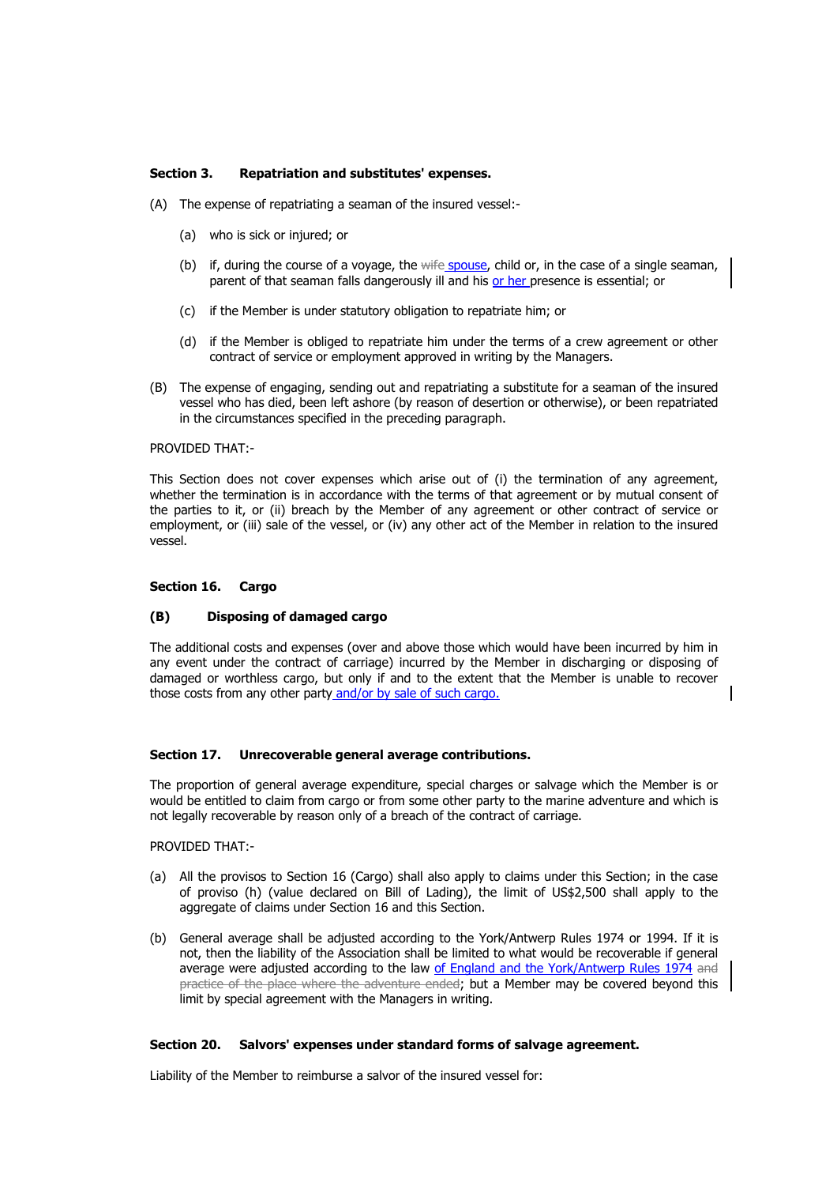**Section 3. Repatriation and substitutes' expenses.**

(A) The expense of repatriating a seaman of the insured vessel:-

(a) who is sick or injured; or

(b) if, during the course of a voyage, the ~~wife~~ spouse, child or, in the case of a single seaman, parent of that seaman falls dangerously ill and his or her presence is essential; or

(c) if the Member is under statutory obligation to repatriate him; or

(d) if the Member is obliged to repatriate him under the terms of a crew agreement or other contract of service or employment approved in writing by the Managers.

(B) The expense of engaging, sending out and repatriating a substitute for a seaman of the insured vessel who has died, been left ashore (by reason of desertion or otherwise), or been repatriated in the circumstances specified in the preceding paragraph.

PROVIDED THAT:-

This Section does not cover expenses which arise out of (i) the termination of any agreement, whether the termination is in accordance with the terms of that agreement or by mutual consent of the parties to it, or (ii) breach by the Member of any agreement or other contract of service or employment, or (iii) sale of the vessel, or (iv) any other act of the Member in relation to the insured vessel.

**Section 16. Cargo**

**(B) Disposing of damaged cargo**

The additional costs and expenses (over and above those which would have been incurred by him in any event under the contract of carriage) incurred by the Member in discharging or disposing of damaged or worthless cargo, but only if and to the extent that the Member is unable to recover those costs from any other party and/or by sale of such cargo.

**Section 17. Unrecoverable general average contributions.**

The proportion of general average expenditure, special charges or salvage which the Member is or would be entitled to claim from cargo or from some other party to the marine adventure and which is not legally recoverable by reason only of a breach of the contract of carriage.

PROVIDED THAT:-

(a) All the provisos to Section 16 (Cargo) shall also apply to claims under this Section; in the case of proviso (h) (value declared on Bill of Lading), the limit of US$2,500 shall apply to the aggregate of claims under Section 16 and this Section.

(b) General average shall be adjusted according to the York/Antwerp Rules 1974 or 1994. If it is not, then the liability of the Association shall be limited to what would be recoverable if general average were adjusted according to the law of England and the York/Antwerp Rules 1974 ~~and practice of the place where the adventure ended~~; but a Member may be covered beyond this limit by special agreement with the Managers in writing.

**Section 20. Salvors' expenses under standard forms of salvage agreement.**

Liability of the Member to reimburse a salvor of the insured vessel for: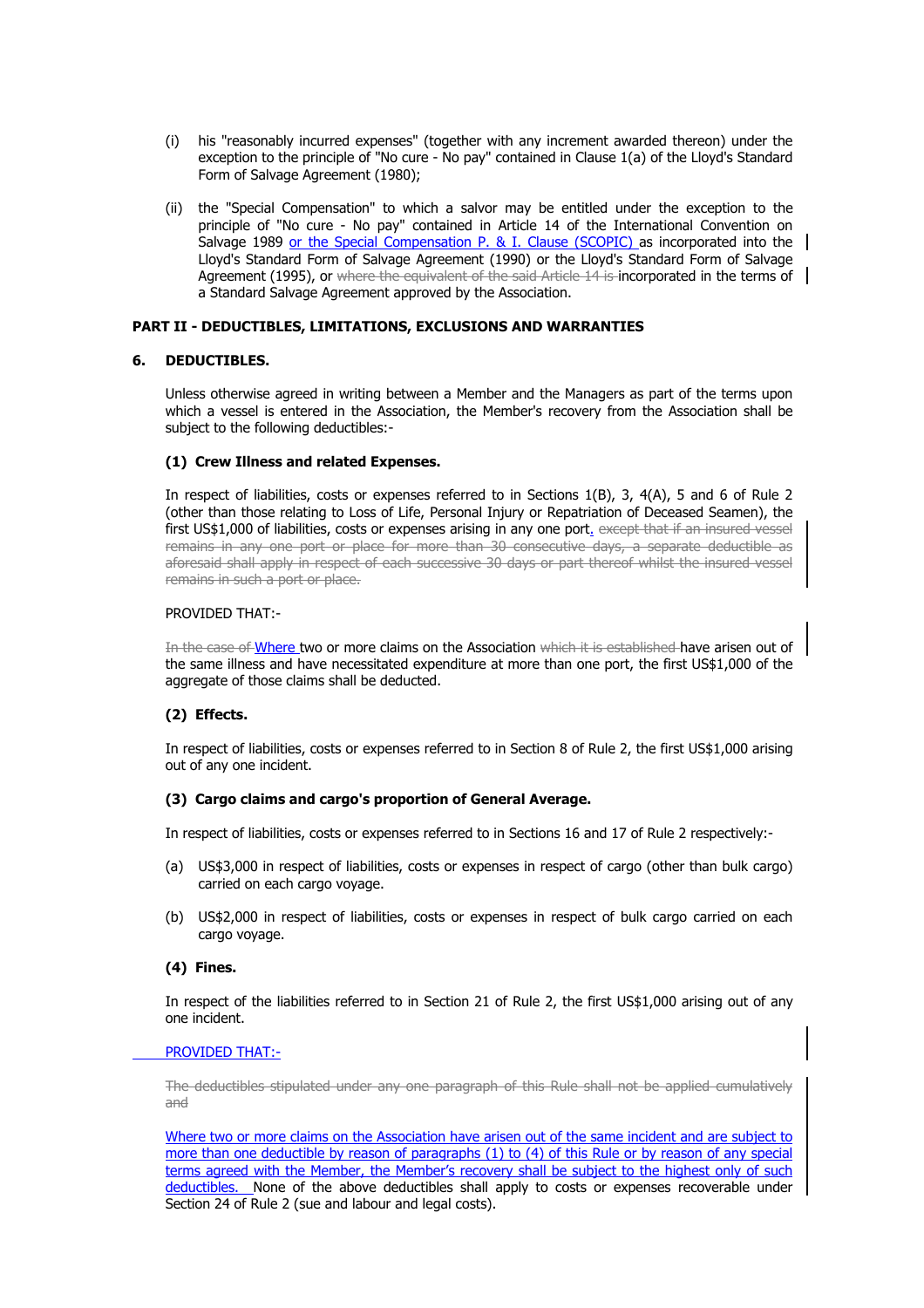(i) his "reasonably incurred expenses" (together with any increment awarded thereon) under the exception to the principle of "No cure - No pay" contained in Clause 1(a) of the Lloyd's Standard Form of Salvage Agreement (1980);

(ii) the "Special Compensation" to which a salvor may be entitled under the exception to the principle of "No cure - No pay" contained in Article 14 of the International Convention on Salvage 1989 or the Special Compensation P. & I. Clause (SCOPIC) as incorporated into the Lloyd's Standard Form of Salvage Agreement (1990) or the Lloyd's Standard Form of Salvage Agreement (1995), or ~~where the equivalent of the said Article 14 is~~ incorporated in the terms of a Standard Salvage Agreement approved by the Association.

## PART II - DEDUCTIBLES, LIMITATIONS, EXCLUSIONS AND WARRANTIES

### 6. DEDUCTIBLES.

Unless otherwise agreed in writing between a Member and the Managers as part of the terms upon which a vessel is entered in the Association, the Member's recovery from the Association shall be subject to the following deductibles:-

#### (1) Crew Illness and related Expenses.

In respect of liabilities, costs or expenses referred to in Sections 1(B), 3, 4(A), 5 and 6 of Rule 2 (other than those relating to Loss of Life, Personal Injury or Repatriation of Deceased Seamen), the first US$1,000 of liabilities, costs or expenses arising in any one port. ~~except that if an insured vessel remains in any one port or place for more than 30 consecutive days, a separate deductible as aforesaid shall apply in respect of each successive 30 days or part thereof whilst the insured vessel remains in such a port or place.~~

PROVIDED THAT:-

~~In the case of~~ Where two or more claims on the Association ~~which it is established~~ have arisen out of the same illness and have necessitated expenditure at more than one port, the first US$1,000 of the aggregate of those claims shall be deducted.

#### (2) Effects.

In respect of liabilities, costs or expenses referred to in Section 8 of Rule 2, the first US$1,000 arising out of any one incident.

#### (3) Cargo claims and cargo's proportion of General Average.

In respect of liabilities, costs or expenses referred to in Sections 16 and 17 of Rule 2 respectively:-

(a) US$3,000 in respect of liabilities, costs or expenses in respect of cargo (other than bulk cargo) carried on each cargo voyage.

(b) US$2,000 in respect of liabilities, costs or expenses in respect of bulk cargo carried on each cargo voyage.

#### (4) Fines.

In respect of the liabilities referred to in Section 21 of Rule 2, the first US$1,000 arising out of any one incident.

PROVIDED THAT:-

~~The deductibles stipulated under any one paragraph of this Rule shall not be applied cumulatively and~~

Where two or more claims on the Association have arisen out of the same incident and are subject to more than one deductible by reason of paragraphs (1) to (4) of this Rule or by reason of any special terms agreed with the Member, the Member's recovery shall be subject to the highest only of such deductibles. None of the above deductibles shall apply to costs or expenses recoverable under Section 24 of Rule 2 (sue and labour and legal costs).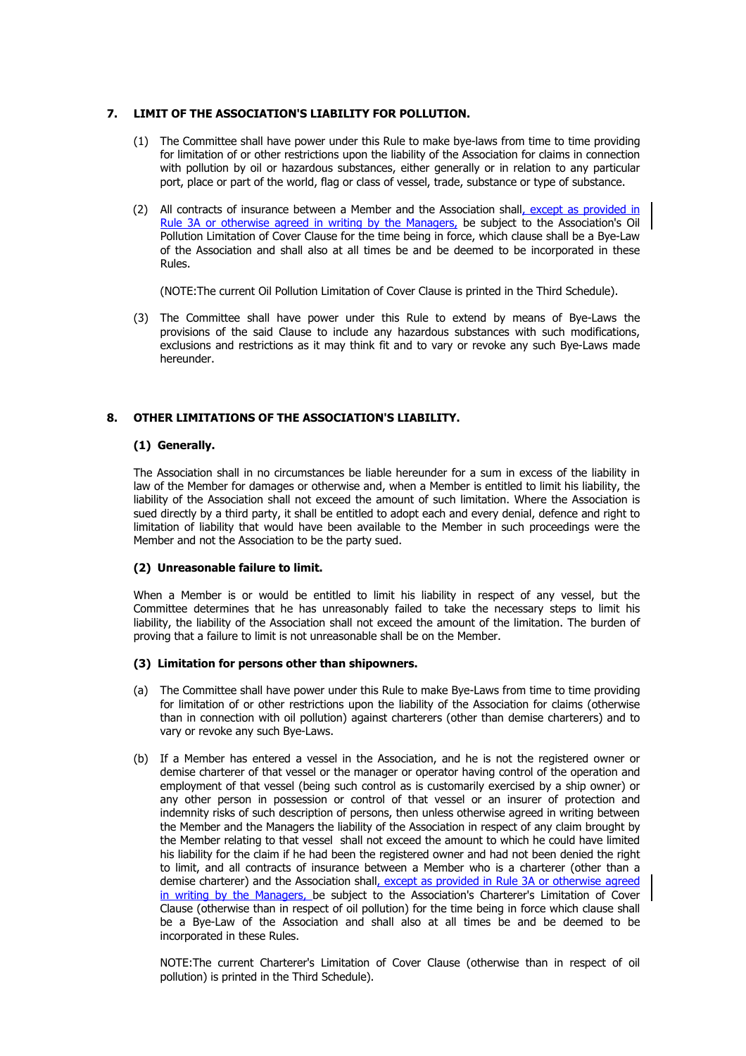## 7. LIMIT OF THE ASSOCIATION'S LIABILITY FOR POLLUTION.

(1) The Committee shall have power under this Rule to make bye-laws from time to time providing for limitation of or other restrictions upon the liability of the Association for claims in connection with pollution by oil or hazardous substances, either generally or in relation to any particular port, place or part of the world, flag or class of vessel, trade, substance or type of substance.

(2) All contracts of insurance between a Member and the Association shall, except as provided in Rule 3A or otherwise agreed in writing by the Managers, be subject to the Association's Oil Pollution Limitation of Cover Clause for the time being in force, which clause shall be a Bye-Law of the Association and shall also at all times be and be deemed to be incorporated in these Rules.

(NOTE:The current Oil Pollution Limitation of Cover Clause is printed in the Third Schedule).

(3) The Committee shall have power under this Rule to extend by means of Bye-Laws the provisions of the said Clause to include any hazardous substances with such modifications, exclusions and restrictions as it may think fit and to vary or revoke any such Bye-Laws made hereunder.

## 8. OTHER LIMITATIONS OF THE ASSOCIATION'S LIABILITY.

### (1) Generally.

The Association shall in no circumstances be liable hereunder for a sum in excess of the liability in law of the Member for damages or otherwise and, when a Member is entitled to limit his liability, the liability of the Association shall not exceed the amount of such limitation. Where the Association is sued directly by a third party, it shall be entitled to adopt each and every denial, defence and right to limitation of liability that would have been available to the Member in such proceedings were the Member and not the Association to be the party sued.

### (2) Unreasonable failure to limit.

When a Member is or would be entitled to limit his liability in respect of any vessel, but the Committee determines that he has unreasonably failed to take the necessary steps to limit his liability, the liability of the Association shall not exceed the amount of the limitation. The burden of proving that a failure to limit is not unreasonable shall be on the Member.

### (3) Limitation for persons other than shipowners.

(a) The Committee shall have power under this Rule to make Bye-Laws from time to time providing for limitation of or other restrictions upon the liability of the Association for claims (otherwise than in connection with oil pollution) against charterers (other than demise charterers) and to vary or revoke any such Bye-Laws.

(b) If a Member has entered a vessel in the Association, and he is not the registered owner or demise charterer of that vessel or the manager or operator having control of the operation and employment of that vessel (being such control as is customarily exercised by a ship owner) or any other person in possession or control of that vessel or an insurer of protection and indemnity risks of such description of persons, then unless otherwise agreed in writing between the Member and the Managers the liability of the Association in respect of any claim brought by the Member relating to that vessel shall not exceed the amount to which he could have limited his liability for the claim if he had been the registered owner and had not been denied the right to limit, and all contracts of insurance between a Member who is a charterer (other than a demise charterer) and the Association shall, except as provided in Rule 3A or otherwise agreed in writing by the Managers, be subject to the Association's Charterer's Limitation of Cover Clause (otherwise than in respect of oil pollution) for the time being in force which clause shall be a Bye-Law of the Association and shall also at all times be and be deemed to be incorporated in these Rules.

NOTE:The current Charterer's Limitation of Cover Clause (otherwise than in respect of oil pollution) is printed in the Third Schedule).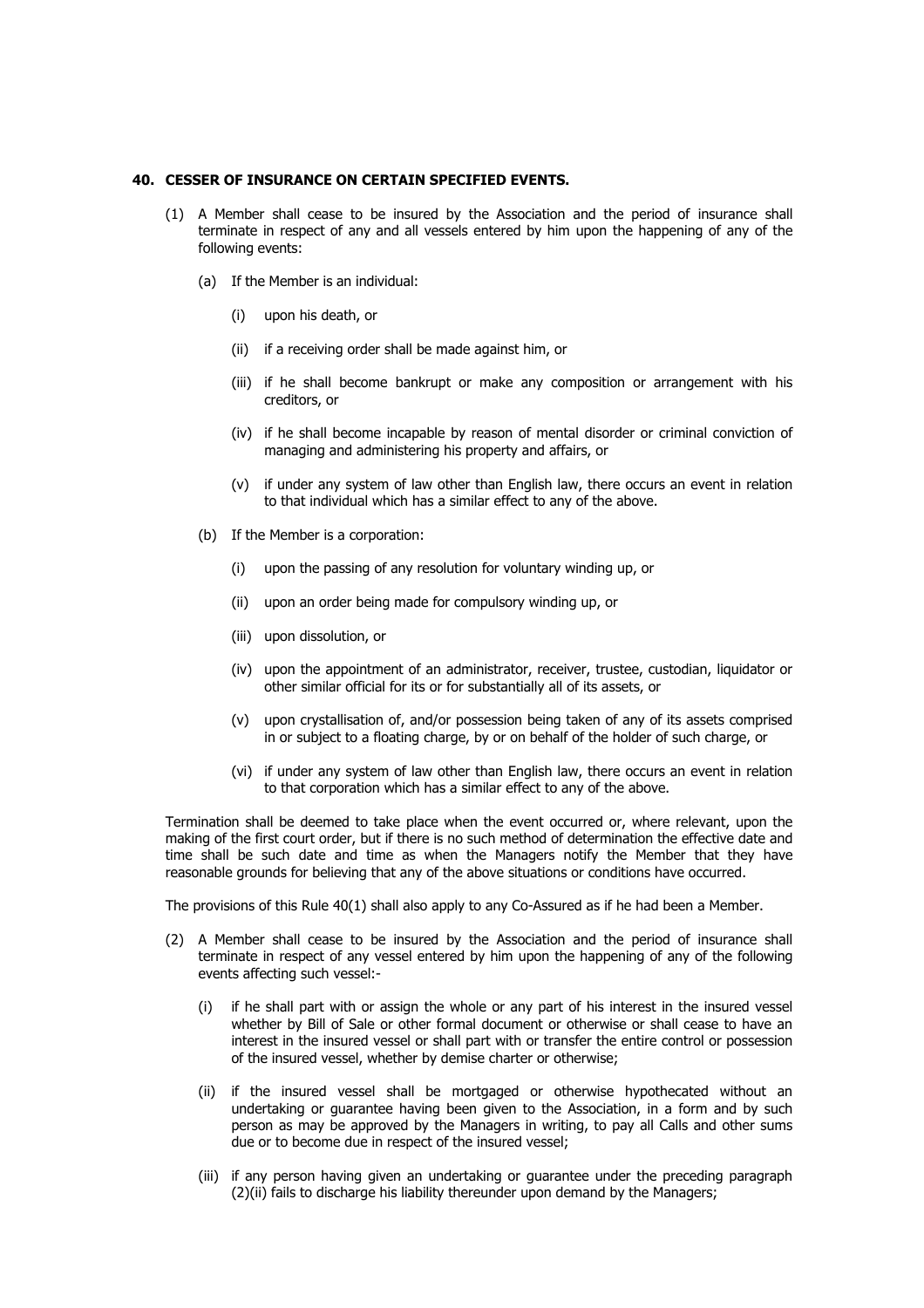## 40. CESSER OF INSURANCE ON CERTAIN SPECIFIED EVENTS.

(1) A Member shall cease to be insured by the Association and the period of insurance shall terminate in respect of any and all vessels entered by him upon the happening of any of the following events:

(a) If the Member is an individual:

(i) upon his death, or

(ii) if a receiving order shall be made against him, or

(iii) if he shall become bankrupt or make any composition or arrangement with his creditors, or

(iv) if he shall become incapable by reason of mental disorder or criminal conviction of managing and administering his property and affairs, or

(v) if under any system of law other than English law, there occurs an event in relation to that individual which has a similar effect to any of the above.

(b) If the Member is a corporation:

(i) upon the passing of any resolution for voluntary winding up, or

(ii) upon an order being made for compulsory winding up, or

(iii) upon dissolution, or

(iv) upon the appointment of an administrator, receiver, trustee, custodian, liquidator or other similar official for its or for substantially all of its assets, or

(v) upon crystallisation of, and/or possession being taken of any of its assets comprised in or subject to a floating charge, by or on behalf of the holder of such charge, or

(vi) if under any system of law other than English law, there occurs an event in relation to that corporation which has a similar effect to any of the above.

Termination shall be deemed to take place when the event occurred or, where relevant, upon the making of the first court order, but if there is no such method of determination the effective date and time shall be such date and time as when the Managers notify the Member that they have reasonable grounds for believing that any of the above situations or conditions have occurred.

The provisions of this Rule 40(1) shall also apply to any Co-Assured as if he had been a Member.

(2) A Member shall cease to be insured by the Association and the period of insurance shall terminate in respect of any vessel entered by him upon the happening of any of the following events affecting such vessel:-

(i) if he shall part with or assign the whole or any part of his interest in the insured vessel whether by Bill of Sale or other formal document or otherwise or shall cease to have an interest in the insured vessel or shall part with or transfer the entire control or possession of the insured vessel, whether by demise charter or otherwise;

(ii) if the insured vessel shall be mortgaged or otherwise hypothecated without an undertaking or guarantee having been given to the Association, in a form and by such person as may be approved by the Managers in writing, to pay all Calls and other sums due or to become due in respect of the insured vessel;

(iii) if any person having given an undertaking or guarantee under the preceding paragraph (2)(ii) fails to discharge his liability thereunder upon demand by the Managers;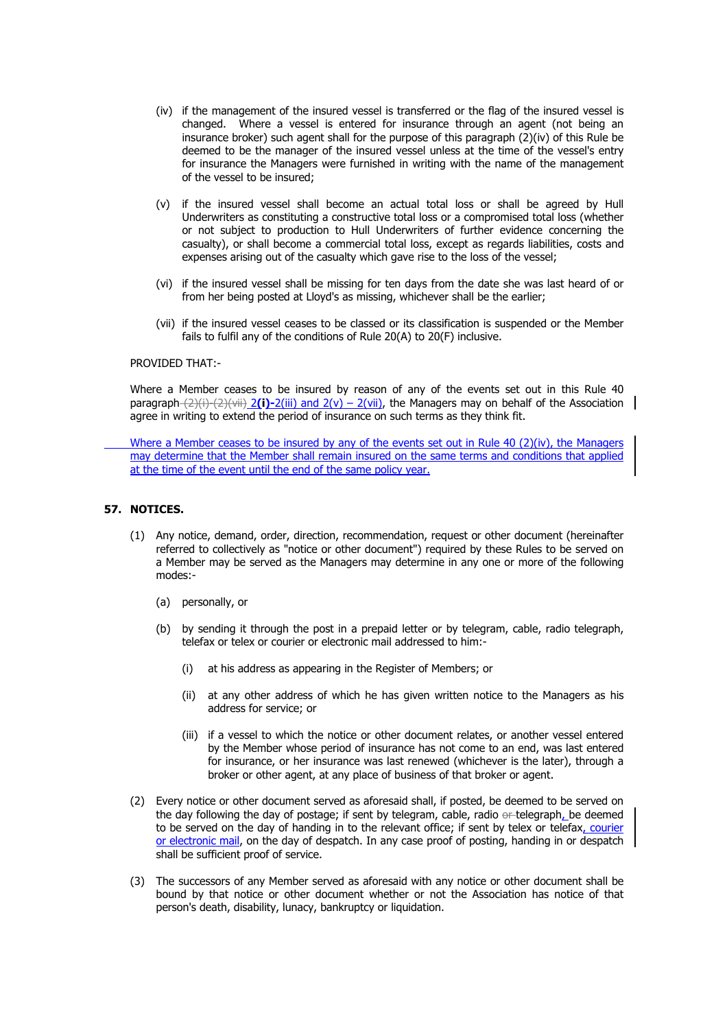(iv) if the management of the insured vessel is transferred or the flag of the insured vessel is changed. Where a vessel is entered for insurance through an agent (not being an insurance broker) such agent shall for the purpose of this paragraph (2)(iv) of this Rule be deemed to be the manager of the insured vessel unless at the time of the vessel's entry for insurance the Managers were furnished in writing with the name of the management of the vessel to be insured;

(v) if the insured vessel shall become an actual total loss or shall be agreed by Hull Underwriters as constituting a constructive total loss or a compromised total loss (whether or not subject to production to Hull Underwriters of further evidence concerning the casualty), or shall become a commercial total loss, except as regards liabilities, costs and expenses arising out of the casualty which gave rise to the loss of the vessel;

(vi) if the insured vessel shall be missing for ten days from the date she was last heard of or from her being posted at Lloyd's as missing, whichever shall be the earlier;

(vii) if the insured vessel ceases to be classed or its classification is suspended or the Member fails to fulfil any of the conditions of Rule 20(A) to 20(F) inclusive.

PROVIDED THAT:-

Where a Member ceases to be insured by reason of any of the events set out in this Rule 40 paragraph ~~(2)(i)-(2)(vii)~~ 2**(i)**-2(iii) and 2(v) – 2(vii), the Managers may on behalf of the Association agree in writing to extend the period of insurance on such terms as they think fit.

Where a Member ceases to be insured by any of the events set out in Rule 40 (2)(iv), the Managers may determine that the Member shall remain insured on the same terms and conditions that applied at the time of the event until the end of the same policy year.

## 57. NOTICES.

(1) Any notice, demand, order, direction, recommendation, request or other document (hereinafter referred to collectively as "notice or other document") required by these Rules to be served on a Member may be served as the Managers may determine in any one or more of the following modes:-

(a) personally, or

(b) by sending it through the post in a prepaid letter or by telegram, cable, radio telegraph, telefax or telex or courier or electronic mail addressed to him:-

(i) at his address as appearing in the Register of Members; or

(ii) at any other address of which he has given written notice to the Managers as his address for service; or

(iii) if a vessel to which the notice or other document relates, or another vessel entered by the Member whose period of insurance has not come to an end, was last entered for insurance, or her insurance was last renewed (whichever is the later), through a broker or other agent, at any place of business of that broker or agent.

(2) Every notice or other document served as aforesaid shall, if posted, be deemed to be served on the day following the day of postage; if sent by telegram, cable, radio ~~or~~ telegraph, be deemed to be served on the day of handing in to the relevant office; if sent by telex or telefax, courier or electronic mail, on the day of despatch. In any case proof of posting, handing in or despatch shall be sufficient proof of service.

(3) The successors of any Member served as aforesaid with any notice or other document shall be bound by that notice or other document whether or not the Association has notice of that person's death, disability, lunacy, bankruptcy or liquidation.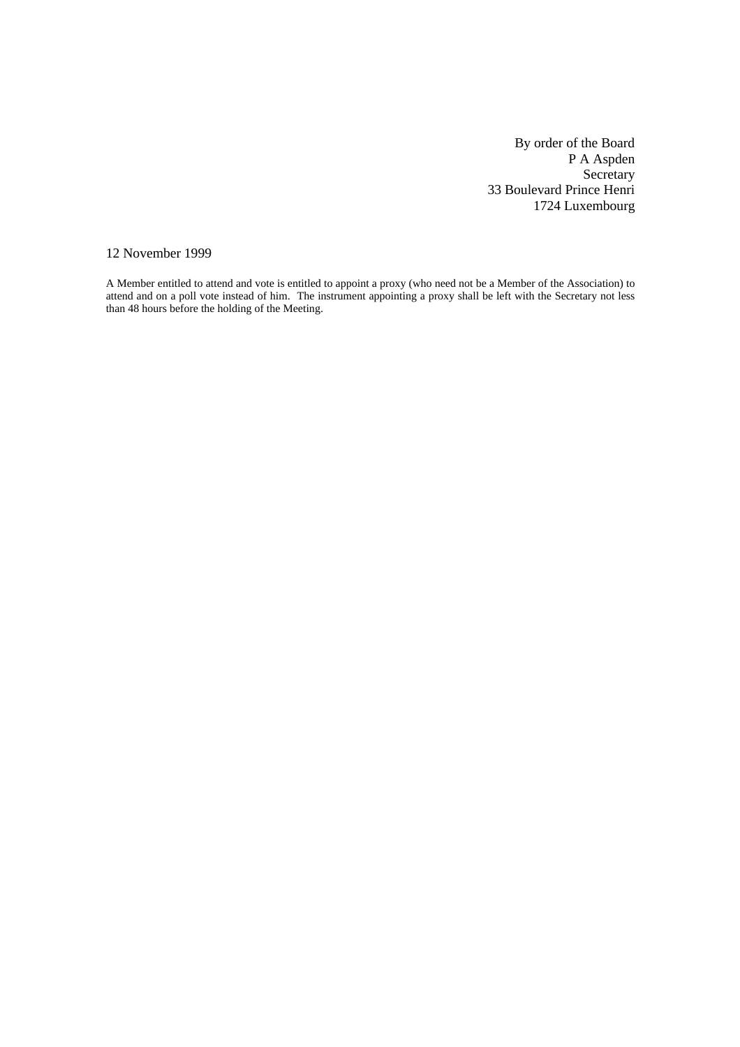By order of the Board
P A Aspden
Secretary
33 Boulevard Prince Henri
1724 Luxembourg

12 November 1999

A Member entitled to attend and vote is entitled to appoint a proxy (who need not be a Member of the Association) to attend and on a poll vote instead of him. The instrument appointing a proxy shall be left with the Secretary not less than 48 hours before the holding of the Meeting.